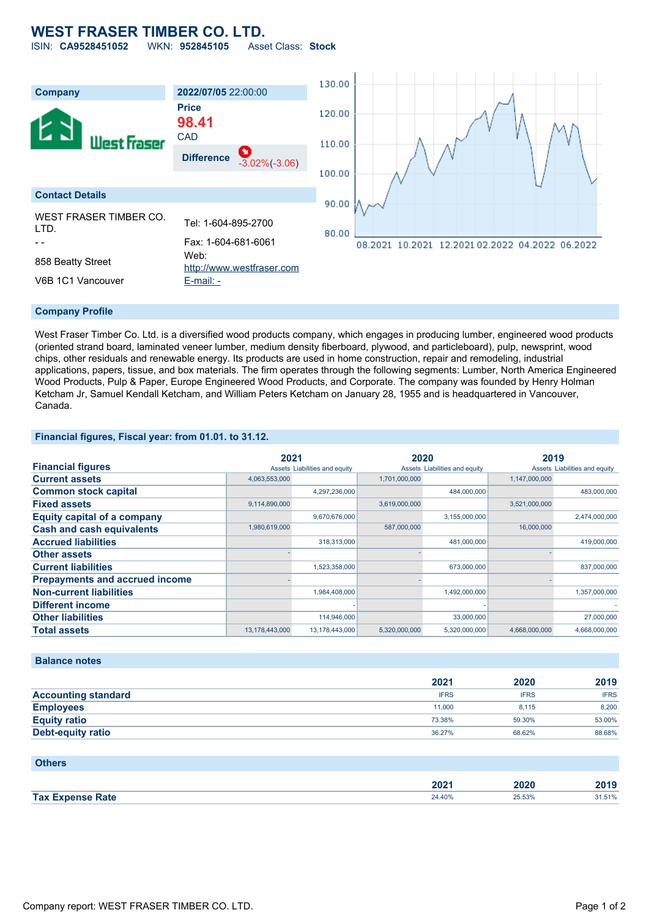# WEST FRASER TIMBER CO. LTD.

ISIN: **CA9528451052** WKN: **952845105** Asset Class: **Stock**

| Company | 2022/07/05 22:00:00 |
|---|---|
| West Fraser | **Price** 98.41 CAD |
| | **Difference** -3.02%(-3.06) |

## Contact Details

WEST FRASER TIMBER CO. LTD.
- -
858 Beatty Street
V6B 1C1 Vancouver

Tel: 1-604-895-2700
Fax: 1-604-681-6061
Web: http://www.westfraser.com
E-mail: -

## Company Profile

West Fraser Timber Co. Ltd. is a diversified wood products company, which engages in producing lumber, engineered wood products (oriented strand board, laminated veneer lumber, medium density fiberboard, plywood, and particleboard), pulp, newsprint, wood chips, other residuals and renewable energy. Its products are used in home construction, repair and remodeling, industrial applications, papers, tissue, and box materials. The firm operates through the following segments: Lumber, North America Engineered Wood Products, Pulp & Paper, Europe Engineered Wood Products, and Corporate. The company was founded by Henry Holman Ketcham Jr, Samuel Kendall Ketcham, and William Peters Ketcham on January 28, 1955 and is headquartered in Vancouver, Canada.

## Financial figures, Fiscal year: from 01.01. to 31.12.

| Financial figures | 2021 Assets | 2021 Liabilities and equity | 2020 Assets | 2020 Liabilities and equity | 2019 Assets | 2019 Liabilities and equity |
|---|---|---|---|---|---|---|
| Current assets | 4,063,553,000 | | 1,701,000,000 | | 1,147,000,000 | |
| Common stock capital | | 4,297,236,000 | | 484,000,000 | | 483,000,000 |
| Fixed assets | 9,114,890,000 | | 3,619,000,000 | | 3,521,000,000 | |
| Equity capital of a company | | 9,670,676,000 | | 3,155,000,000 | | 2,474,000,000 |
| Cash and cash equivalents | 1,980,619,000 | | 587,000,000 | | 16,000,000 | |
| Accrued liabilities | | 318,313,000 | | 481,000,000 | | 419,000,000 |
| Other assets | - | | - | | - | |
| Current liabilities | | 1,523,358,000 | | 673,000,000 | | 837,000,000 |
| Prepayments and accrued income | - | | - | | - | |
| Non-current liabilities | | 1,984,408,000 | | 1,492,000,000 | | 1,357,000,000 |
| Different income | | - | | - | | - |
| Other liabilities | | 114,946,000 | | 33,000,000 | | 27,000,000 |
| Total assets | 13,178,443,000 | 13,178,443,000 | 5,320,000,000 | 5,320,000,000 | 4,668,000,000 | 4,668,000,000 |

## Balance notes

| | 2021 | 2020 | 2019 |
|---|---|---|---|
| Accounting standard | IFRS | IFRS | IFRS |
| Employees | 11,000 | 8,115 | 8,200 |
| Equity ratio | 73.38% | 59.30% | 53.00% |
| Debt-equity ratio | 36.27% | 68.62% | 88.68% |

## Others

| | 2021 | 2020 | 2019 |
|---|---|---|---|
| Tax Expense Rate | 24.40% | 25.53% | 31.51% |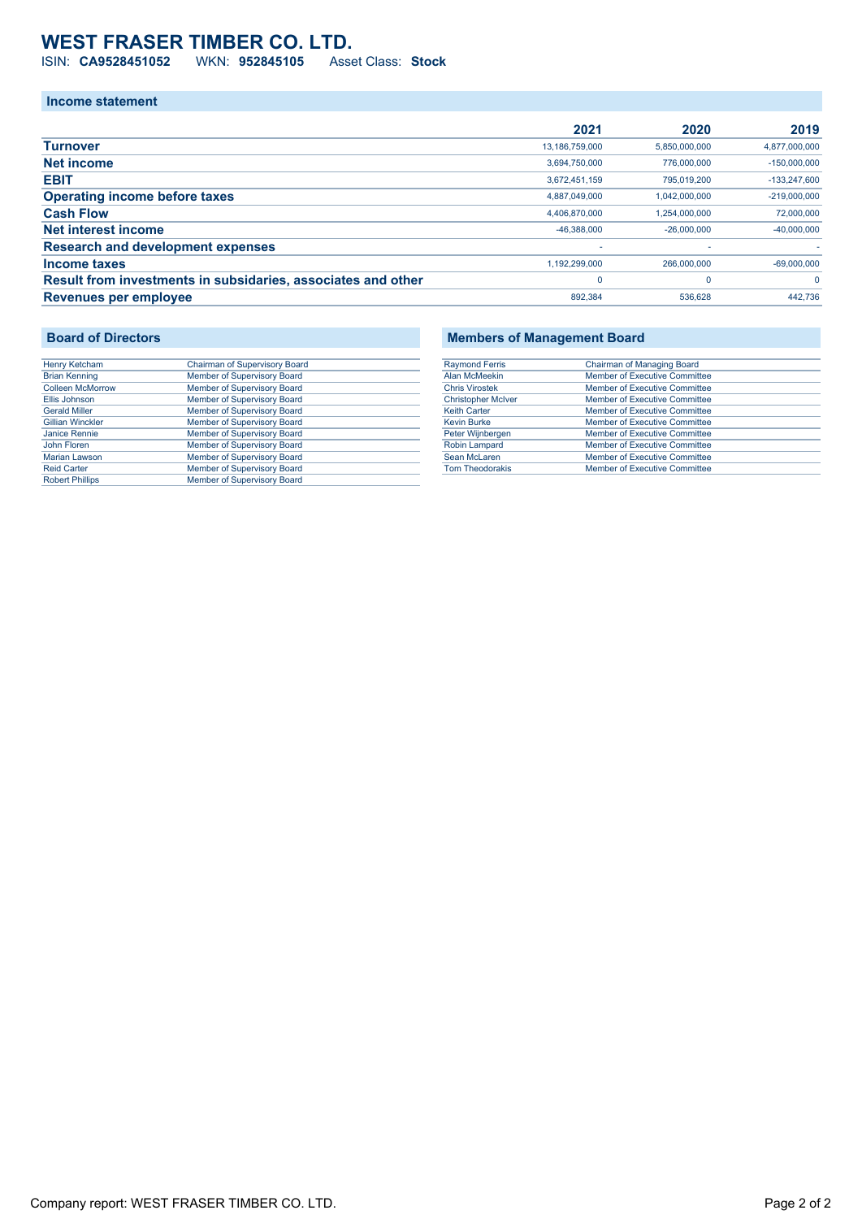# WEST FRASER TIMBER CO. LTD.

ISIN: **CA9528451052** WKN: **952845105** Asset Class: **Stock**

## Income statement

| | 2021 | 2020 | 2019 |
|---|---|---|---|
| **Turnover** | 13,186,759,000 | 5,850,000,000 | 4,877,000,000 |
| **Net income** | 3,694,750,000 | 776,000,000 | -150,000,000 |
| **EBIT** | 3,672,451,159 | 795,019,200 | -133,247,600 |
| **Operating income before taxes** | 4,887,049,000 | 1,042,000,000 | -219,000,000 |
| **Cash Flow** | 4,406,870,000 | 1,254,000,000 | 72,000,000 |
| **Net interest income** | -46,388,000 | -26,000,000 | -40,000,000 |
| **Research and development expenses** | - | - | - |
| **Income taxes** | 1,192,299,000 | 266,000,000 | -69,000,000 |
| **Result from investments in subsidaries, associates and other** | 0 | 0 | 0 |
| **Revenues per employee** | 892,384 | 536,628 | 442,736 |

## Board of Directors

| | |
|---|---|
| Henry Ketcham | Chairman of Supervisory Board |
| Brian Kenning | Member of Supervisory Board |
| Colleen McMorrow | Member of Supervisory Board |
| Ellis Johnson | Member of Supervisory Board |
| Gerald Miller | Member of Supervisory Board |
| Gillian Winckler | Member of Supervisory Board |
| Janice Rennie | Member of Supervisory Board |
| John Floren | Member of Supervisory Board |
| Marian Lawson | Member of Supervisory Board |
| Reid Carter | Member of Supervisory Board |
| Robert Phillips | Member of Supervisory Board |

## Members of Management Board

| | |
|---|---|
| Raymond Ferris | Chairman of Managing Board |
| Alan McMeekin | Member of Executive Committee |
| Chris Virostek | Member of Executive Committee |
| Christopher McIver | Member of Executive Committee |
| Keith Carter | Member of Executive Committee |
| Kevin Burke | Member of Executive Committee |
| Peter Wijnbergen | Member of Executive Committee |
| Robin Lampard | Member of Executive Committee |
| Sean McLaren | Member of Executive Committee |
| Tom Theodorakis | Member of Executive Committee |